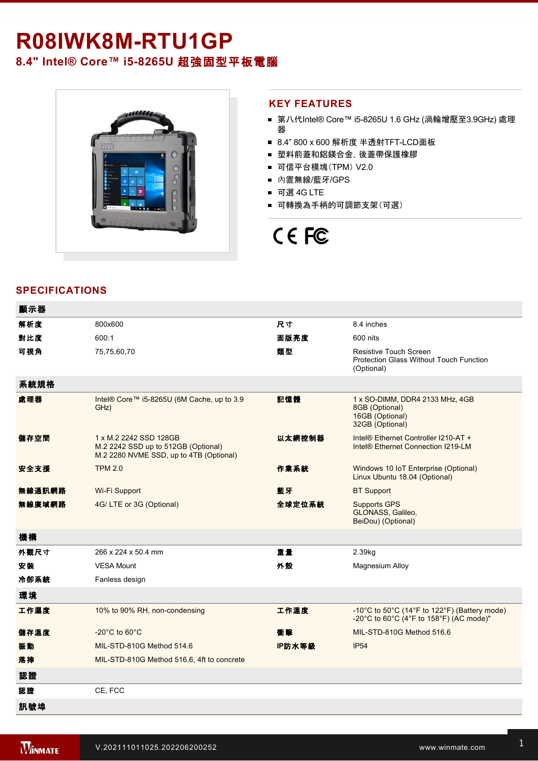# R08IWK8M-RTU1GP

## 8.4" Intel® Core™ i5-8265U 超強固型平板電腦

## KEY FEATURES

- 第八代Intel® Core™ i5-8265U 1.6 GHz (渦輪增壓至3.9GHz) 處理器
- 8.4" 800 x 600 解析度 半透射TFT-LCD面板
- 塑料前蓋和鋁鎂合金，後蓋帶保護橡膠
- 可信平台模塊（TPM）V2.0
- 內置無線/藍牙/GPS
- 可選 4G LTE
- 可轉換為手柄的可調節支架（可選）

## SPECIFICATIONS

| 顯示器 | | | |
|---|---|---|---|
| 解析度 | 800x600 | 尺寸 | 8.4 inches |
| 對比度 | 600:1 | 面版亮度 | 600 nits |
| 可視角 | 75,75,60,70 | 類型 | Resistive Touch Screen<br>Protection Glass Without Touch Function (Optional) |
| **系統規格** | | | |
| 處理器 | Intel® Core™ i5-8265U (6M Cache, up to 3.9 GHz) | 記憶體 | 1 x SO-DIMM, DDR4 2133 MHz, 4GB<br>8GB (Optional)<br>16GB (Optional)<br>32GB (Optional) |
| 儲存空間 | 1 x M.2 2242 SSD 128GB<br>M.2 2242 SSD up to 512GB (Optional)<br>M.2 2280 NVME SSD, up to 4TB (Optional) | 以太網控制器 | Intel® Ethernet Controller I210-AT +<br>Intel® Ethernet Connection I219-LM |
| 安全支援 | TPM 2.0 | 作業系統 | Windows 10 IoT Enterprise (Optional)<br>Linux Ubuntu 18.04 (Optional) |
| 無線通訊網路 | Wi-Fi Support | 藍牙 | BT Support |
| 無線廣域網路 | 4G/ LTE or 3G (Optional) | 全球定位系統 | Supports GPS<br>GLONASS, Galileo,<br>BeiDou) (Optional) |
| **機構** | | | |
| 外觀尺寸 | 266 x 224 x 50.4 mm | 重量 | 2.39kg |
| 安裝 | VESA Mount | 外殼 | Magnesium Alloy |
| 冷卻系統 | Fanless design | | |
| **環境** | | | |
| 工作濕度 | 10% to 90% RH, non-condensing | 工作溫度 | -10°C to 50°C (14°F to 122°F) (Battery mode)<br>-20°C to 60°C (4°F to 158°F) (AC mode)" |
| 儲存溫度 | -20°C to 60°C | 衝擊 | MIL-STD-810G Method 516.6 |
| 振動 | MIL-STD-810G Method 514.6 | IP防水等級 | IP54 |
| 落摔 | MIL-STD-810G Method 516.6, 4ft to concrete | | |
| **認證** | | | |
| 認證 | CE, FCC | | |
| **訊號埠** | | | |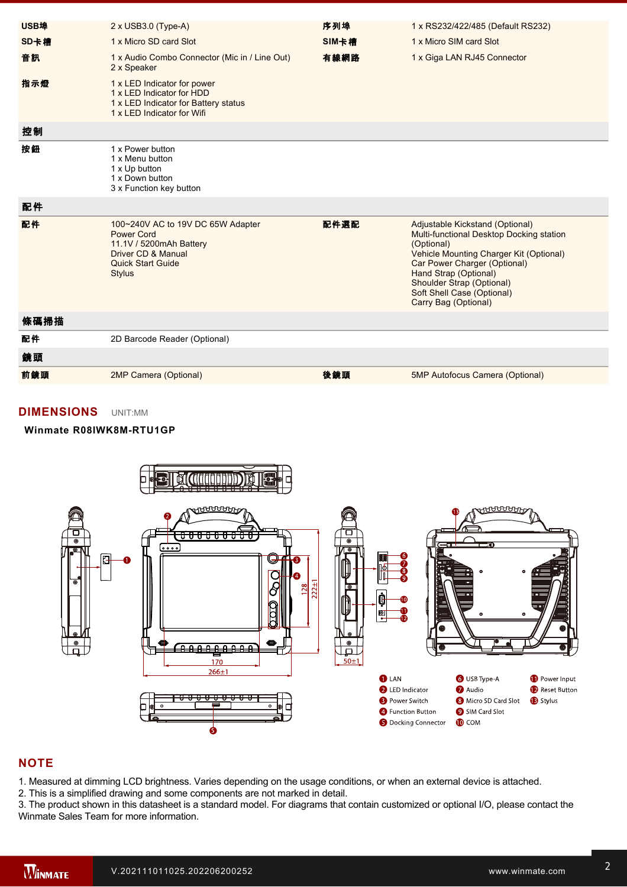| | | | |
|---|---|---|---|
| USB埠 | 2 x USB3.0 (Type-A) | 序列埠 | 1 x RS232/422/485 (Default RS232) |
| SD卡槽 | 1 x Micro SD card Slot | SIM卡槽 | 1 x Micro SIM card Slot |
| 音訊 | 1 x Audio Combo Connector (Mic in / Line Out)<br>2 x Speaker | 有線網路 | 1 x Giga LAN RJ45 Connector |
| 指示燈 | 1 x LED Indicator for power<br>1 x LED Indicator for HDD<br>1 x LED Indicator for Battery status<br>1 x LED Indicator for Wifi | | |
| **控制** | | | |
| 按鈕 | 1 x Power button<br>1 x Menu button<br>1 x Up button<br>1 x Down button<br>3 x Function key button | | |
| **配件** | | | |
| 配件 | 100~240V AC to 19V DC 65W Adapter<br>Power Cord<br>11.1V / 5200mAh Battery<br>Driver CD & Manual<br>Quick Start Guide<br>Stylus | 配件選配 | Adjustable Kickstand (Optional)<br>Multi-functional Desktop Docking station (Optional)<br>Vehicle Mounting Charger Kit (Optional)<br>Car Power Charger (Optional)<br>Hand Strap (Optional)<br>Shoulder Strap (Optional)<br>Soft Shell Case (Optional)<br>Carry Bag (Optional) |
| **條碼掃描** | | | |
| 配件 | 2D Barcode Reader (Optional) | | |
| **鏡頭** | | | |
| 前鏡頭 | 2MP Camera (Optional) | 後鏡頭 | 5MP Autofocus Camera (Optional) |

## DIMENSIONS UNIT:MM

**Winmate R08IWK8M-RTU1GP**

128
222±1
170
266±1
50±1

1 LAN
2 LED Indicator
3 Power Switch
4 Function Button
5 Docking Connector
6 USB Type-A
7 Audio
8 Micro SD Card Slot
9 SIM Card Slot
10 COM
11 Power Input
12 Reset Button
13 Stylus

## NOTE

1. Measured at dimming LCD brightness. Varies depending on the usage conditions, or when an external device is attached.
2. This is a simplified drawing and some components are not marked in detail.
3. The product shown in this datasheet is a standard model. For diagrams that contain customized or optional I/O, please contact the Winmate Sales Team for more information.